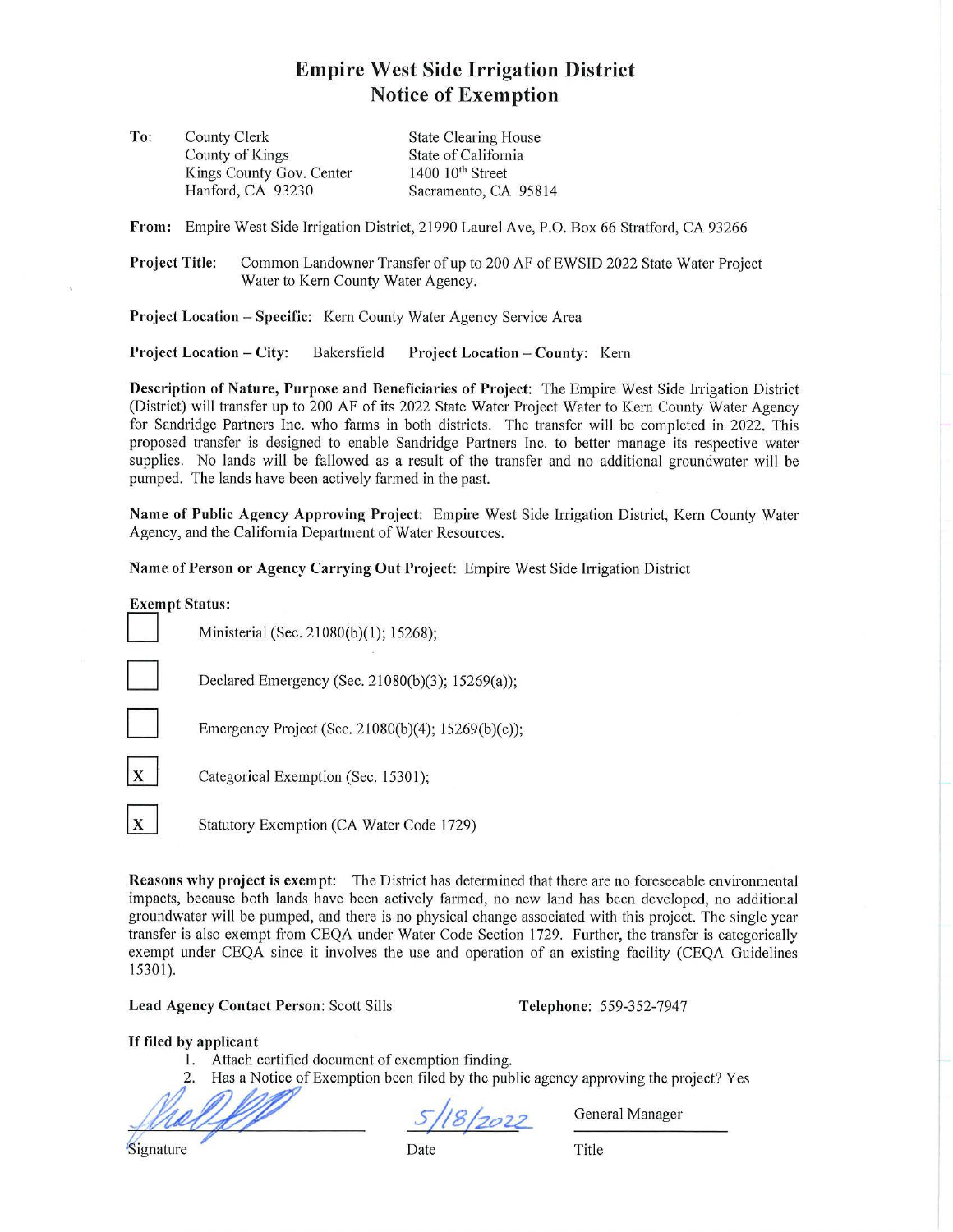# Empire West Side Irrigation District
## Notice of Exemption

**To:**

County Clerk
County of Kings
Kings County Gov. Center
Hanford, CA 93230

State Clearing House
State of California
1400 10th Street
Sacramento, CA 95814

**From:** Empire West Side Irrigation District, 21990 Laurel Ave, P.O. Box 66 Stratford, CA 93266

**Project Title:** Common Landowner Transfer of up to 200 AF of EWSID 2022 State Water Project Water to Kern County Water Agency.

**Project Location – Specific:** Kern County Water Agency Service Area

**Project Location – City:** Bakersfield **Project Location – County:** Kern

**Description of Nature, Purpose and Beneficiaries of Project:** The Empire West Side Irrigation District (District) will transfer up to 200 AF of its 2022 State Water Project Water to Kern County Water Agency for Sandridge Partners Inc. who farms in both districts. The transfer will be completed in 2022. This proposed transfer is designed to enable Sandridge Partners Inc. to better manage its respective water supplies. No lands will be fallowed as a result of the transfer and no additional groundwater will be pumped. The lands have been actively farmed in the past.

**Name of Public Agency Approving Project:** Empire West Side Irrigation District, Kern County Water Agency, and the California Department of Water Resources.

**Name of Person or Agency Carrying Out Project:** Empire West Side Irrigation District

**Exempt Status:**

- [ ] Ministerial (Sec. 21080(b)(1); 15268);
- [ ] Declared Emergency (Sec. 21080(b)(3); 15269(a));
- [ ] Emergency Project (Sec. 21080(b)(4); 15269(b)(c));
- [X] Categorical Exemption (Sec. 15301);
- [X] Statutory Exemption (CA Water Code 1729)

**Reasons why project is exempt:** The District has determined that there are no foreseeable environmental impacts, because both lands have been actively farmed, no new land has been developed, no additional groundwater will be pumped, and there is no physical change associated with this project. The single year transfer is also exempt from CEQA under Water Code Section 1729. Further, the transfer is categorically exempt under CEQA since it involves the use and operation of an existing facility (CEQA Guidelines 15301).

**Lead Agency Contact Person:** Scott Sills **Telephone:** 559-352-7947

**If filed by applicant**

1. Attach certified document of exemption finding.
2. Has a Notice of Exemption been filed by the public agency approving the project? Yes

| [Signature] | 5/18/2022 | General Manager |
|---|---|---|
| Signature | Date | Title |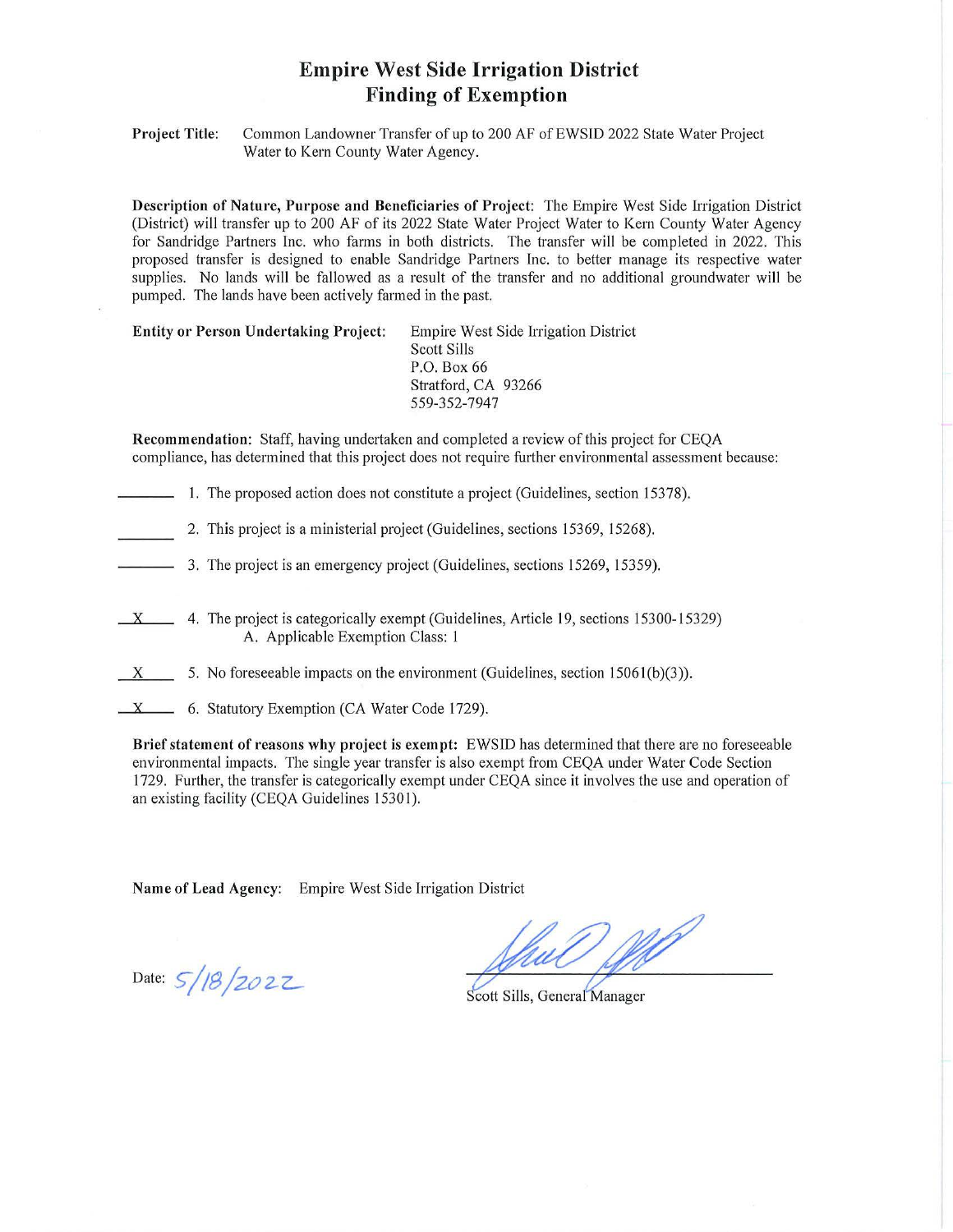# Empire West Side Irrigation District
## Finding of Exemption

**Project Title:** Common Landowner Transfer of up to 200 AF of EWSID 2022 State Water Project Water to Kern County Water Agency.

**Description of Nature, Purpose and Beneficiaries of Project**: The Empire West Side Irrigation District (District) will transfer up to 200 AF of its 2022 State Water Project Water to Kern County Water Agency for Sandridge Partners Inc. who farms in both districts. The transfer will be completed in 2022. This proposed transfer is designed to enable Sandridge Partners Inc. to better manage its respective water supplies. No lands will be fallowed as a result of the transfer and no additional groundwater will be pumped. The lands have been actively farmed in the past.

**Entity or Person Undertaking Project:**

Empire West Side Irrigation District
Scott Sills
P.O. Box 66
Stratford, CA 93266
559-352-7947

**Recommendation:** Staff, having undertaken and completed a review of this project for CEQA compliance, has determined that this project does not require further environmental assessment because:

_____ 1. The proposed action does not constitute a project (Guidelines, section 15378).

_____ 2. This project is a ministerial project (Guidelines, sections 15369, 15268).

_____ 3. The project is an emergency project (Guidelines, sections 15269, 15359).

__X__ 4. The project is categorically exempt (Guidelines, Article 19, sections 15300-15329)
  A. Applicable Exemption Class: 1

__X__ 5. No foreseeable impacts on the environment (Guidelines, section 15061(b)(3)).

__X__ 6. Statutory Exemption (CA Water Code 1729).

**Brief statement of reasons why project is exempt:** EWSID has determined that there are no foreseeable environmental impacts. The single year transfer is also exempt from CEQA under Water Code Section 1729. Further, the transfer is categorically exempt under CEQA since it involves the use and operation of an existing facility (CEQA Guidelines 15301).

**Name of Lead Agency:** Empire West Side Irrigation District

Date: 5/18/2022

Scott Sills, General Manager